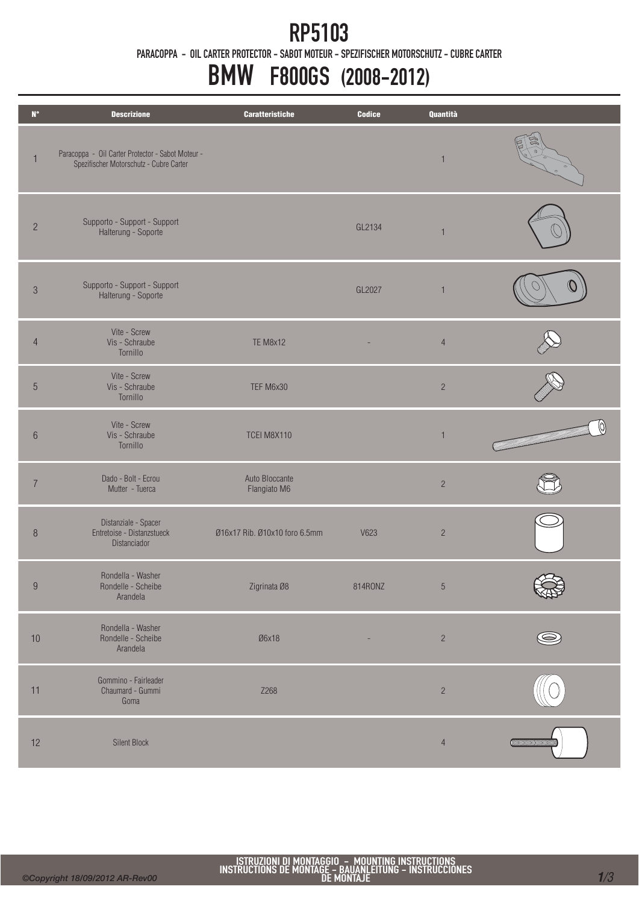# RP5103

PARACOPPA - OIL CARTER PROTECTOR - SABOT MOTEUR - SPEZIFISCHER MOTORSCHUTZ - CUBRE CARTER

# BMW F800GS (2008-2012)

| N° | Descrizione | Caratteristiche | Codice | Quantità |
|---|---|---|---|---|
| 1 | Paracoppa - Oil Carter Protector - Sabot Moteur - Spezifischer Motorschutz - Cubre Carter | | | 1 |
| 2 | Supporto - Support - Support Halterung - Soporte | | GL2134 | 1 |
| 3 | Supporto - Support - Support Halterung - Soporte | | GL2027 | 1 |
| 4 | Vite - Screw Vis - Schraube Tornillo | TE M8x12 | - | 4 |
| 5 | Vite - Screw Vis - Schraube Tornillo | TEF M6x30 | | 2 |
| 6 | Vite - Screw Vis - Schraube Tornillo | TCEI M8X110 | | 1 |
| 7 | Dado - Bolt - Ecrou Mutter - Tuerca | Auto Bloccante Flangiato M6 | | 2 |
| 8 | Distanziale - Spacer Entretoise - Distanzstueck Distanciador | Ø16x17 Rib. Ø10x10 foro 6.5mm | V623 | 2 |
| 9 | Rondella - Washer Rondelle - Scheibe Arandela | Zigrinata Ø8 | 814RONZ | 5 |
| 10 | Rondella - Washer Rondelle - Scheibe Arandela | Ø6x18 | - | 2 |
| 11 | Gommino - Fairleader Chaumard - Gummi Goma | Z268 | | 2 |
| 12 | Silent Block | | | 4 |

ISTRUZIONI DI MONTAGGIO - MOUNTING INSTRUCTIONS INSTRUCTIONS DE MONTAGE - BAUANLEITUNG - INSTRUCCIONES DE MONTAJE

©Copyright 18/09/2012 AR-Rev00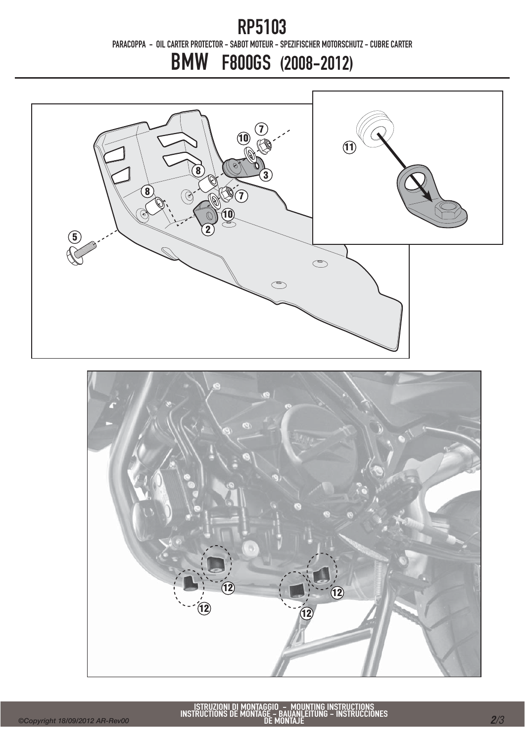# RP5103

PARACOPPA - OIL CARTER PROTECTOR - SABOT MOTEUR - SPEZIFISCHER MOTORSCHUTZ - CUBRE CARTER

## BMW F800GS (2008-2012)

ISTRUZIONI DI MONTAGGIO - MOUNTING INSTRUCTIONS
INSTRUCTIONS DE MONTAGE - BAUANLEITUNG - INSTRUCCIONES DE MONTAJE

©Copyright 18/09/2012 AR-Rev00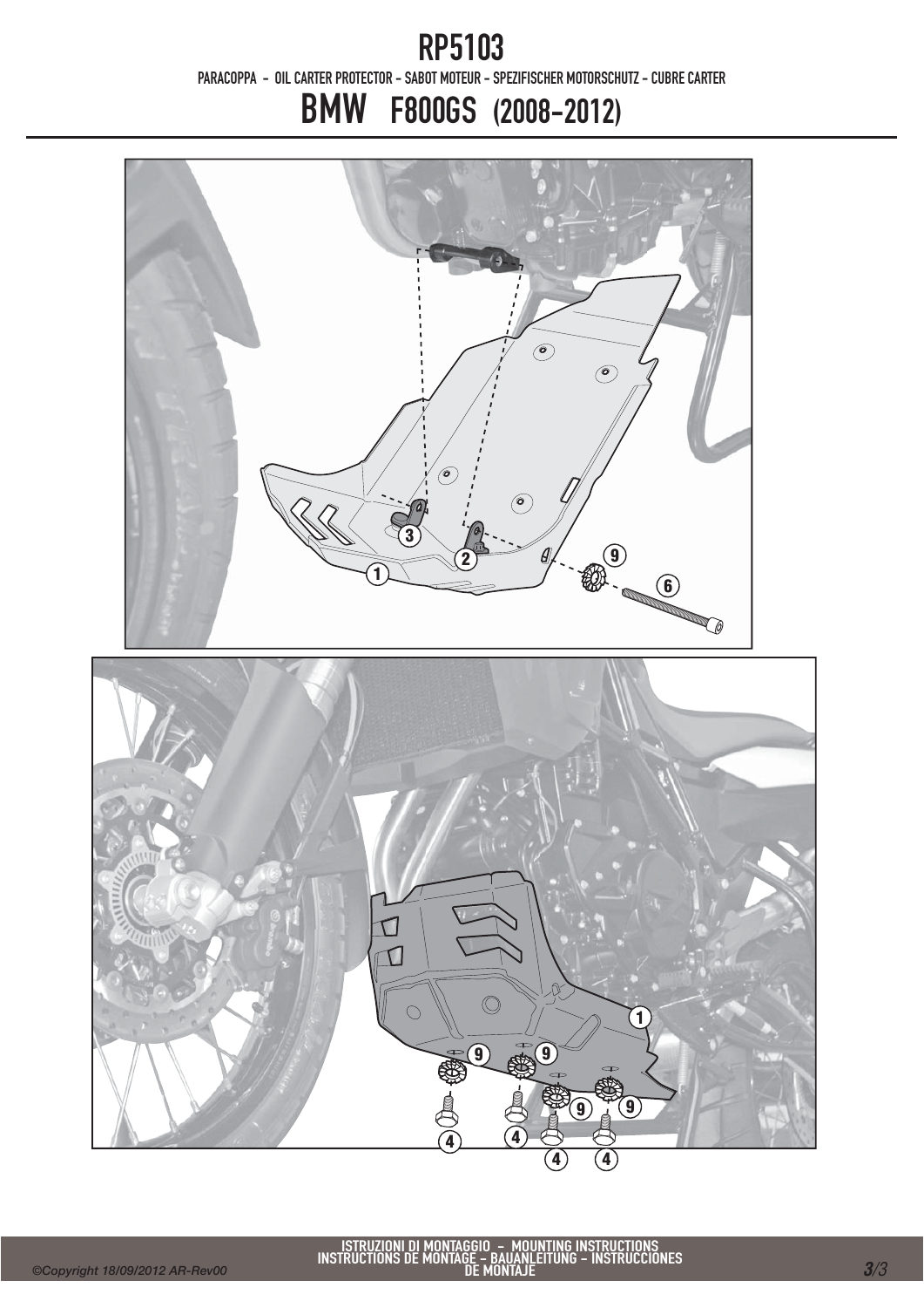# RP5103

PARACOPPA - OIL CARTER PROTECTOR - SABOT MOTEUR - SPEZIFISCHER MOTORSCHUTZ - CUBRE CARTER

## BMW F800GS (2008-2012)

1
2
3
9
6

1
9
9
9
9
4
4
4
4

ISTRUZIONI DI MONTAGGIO - MOUNTING INSTRUCTIONS
INSTRUCTIONS DE MONTAGE - BAUANLEITUNG - INSTRUCCIONES DE MONTAJE

*©Copyright 18/09/2012 AR-Rev00*